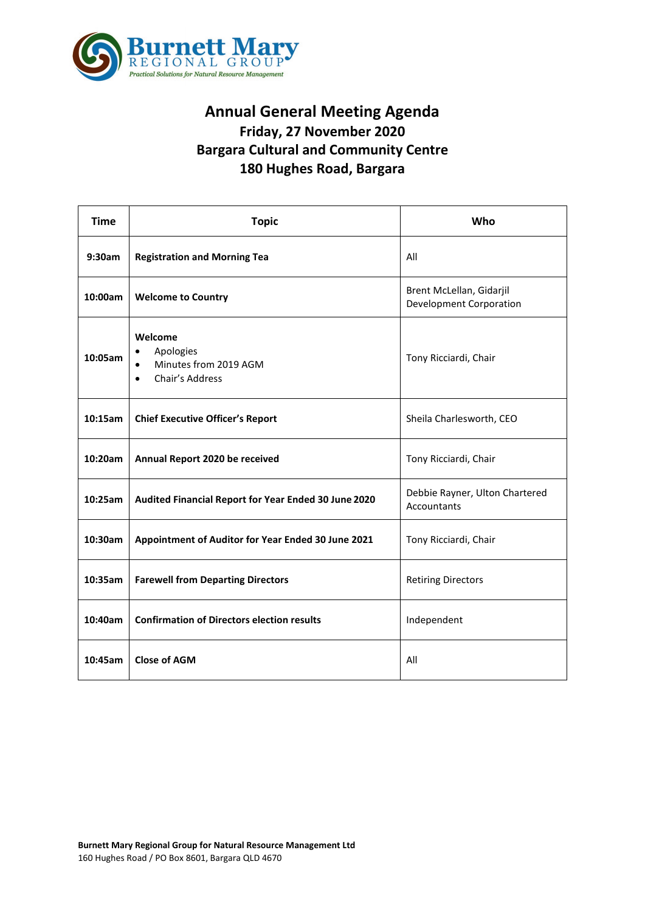Burnett Mary
REGIONAL GROUP
*Practical Solutions for Natural Resource Management*

# Annual General Meeting Agenda
## Friday, 27 November 2020
## Bargara Cultural and Community Centre
## 180 Hughes Road, Bargara

| Time | Topic | Who |
|---|---|---|
| 9:30am | **Registration and Morning Tea** | All |
| 10:00am | **Welcome to Country** | Brent McLellan, Gidarjil Development Corporation |
| 10:05am | **Welcome**<br>• Apologies<br>• Minutes from 2019 AGM<br>• Chair's Address | Tony Ricciardi, Chair |
| 10:15am | **Chief Executive Officer's Report** | Sheila Charlesworth, CEO |
| 10:20am | **Annual Report 2020 be received** | Tony Ricciardi, Chair |
| 10:25am | **Audited Financial Report for Year Ended 30 June 2020** | Debbie Rayner, Ulton Chartered Accountants |
| 10:30am | **Appointment of Auditor for Year Ended 30 June 2021** | Tony Ricciardi, Chair |
| 10:35am | **Farewell from Departing Directors** | Retiring Directors |
| 10:40am | **Confirmation of Directors election results** | Independent |
| 10:45am | **Close of AGM** | All |

**Burnett Mary Regional Group for Natural Resource Management Ltd**
160 Hughes Road / PO Box 8601, Bargara QLD 4670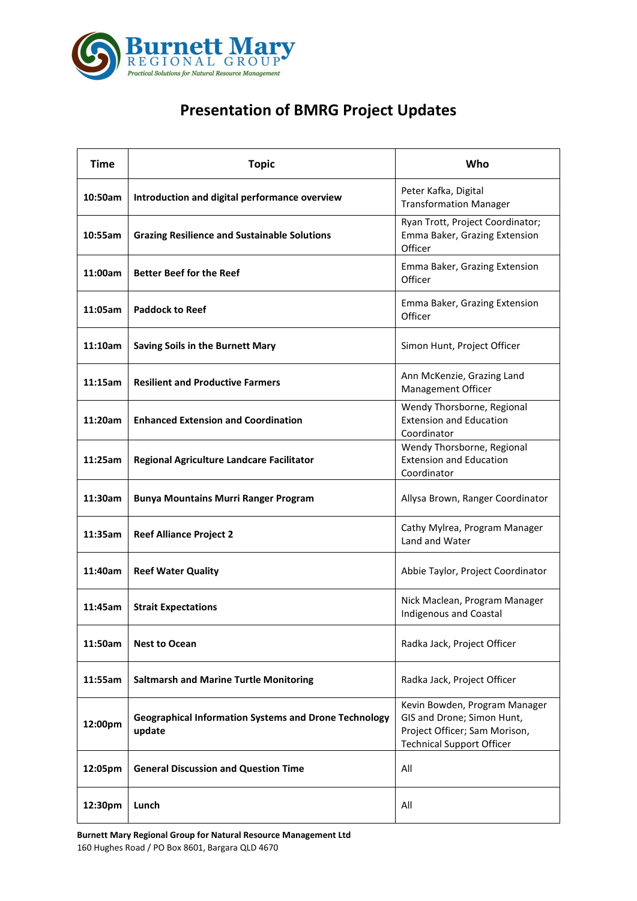# Presentation of BMRG Project Updates

| Time | Topic | Who |
|---|---|---|
| **10:50am** | **Introduction and digital performance overview** | Peter Kafka, Digital Transformation Manager |
| **10:55am** | **Grazing Resilience and Sustainable Solutions** | Ryan Trott, Project Coordinator; Emma Baker, Grazing Extension Officer |
| **11:00am** | **Better Beef for the Reef** | Emma Baker, Grazing Extension Officer |
| **11:05am** | **Paddock to Reef** | Emma Baker, Grazing Extension Officer |
| **11:10am** | **Saving Soils in the Burnett Mary** | Simon Hunt, Project Officer |
| **11:15am** | **Resilient and Productive Farmers** | Ann McKenzie, Grazing Land Management Officer |
| **11:20am** | **Enhanced Extension and Coordination** | Wendy Thorsborne, Regional Extension and Education Coordinator |
| **11:25am** | **Regional Agriculture Landcare Facilitator** | Wendy Thorsborne, Regional Extension and Education Coordinator |
| **11:30am** | **Bunya Mountains Murri Ranger Program** | Allysa Brown, Ranger Coordinator |
| **11:35am** | **Reef Alliance Project 2** | Cathy Mylrea, Program Manager Land and Water |
| **11:40am** | **Reef Water Quality** | Abbie Taylor, Project Coordinator |
| **11:45am** | **Strait Expectations** | Nick Maclean, Program Manager Indigenous and Coastal |
| **11:50am** | **Nest to Ocean** | Radka Jack, Project Officer |
| **11:55am** | **Saltmarsh and Marine Turtle Monitoring** | Radka Jack, Project Officer |
| **12:00pm** | **Geographical Information Systems and Drone Technology update** | Kevin Bowden, Program Manager GIS and Drone; Simon Hunt, Project Officer; Sam Morison, Technical Support Officer |
| **12:05pm** | **General Discussion and Question Time** | All |
| **12:30pm** | **Lunch** | All |

**Burnett Mary Regional Group for Natural Resource Management Ltd**
160 Hughes Road / PO Box 8601, Bargara QLD 4670